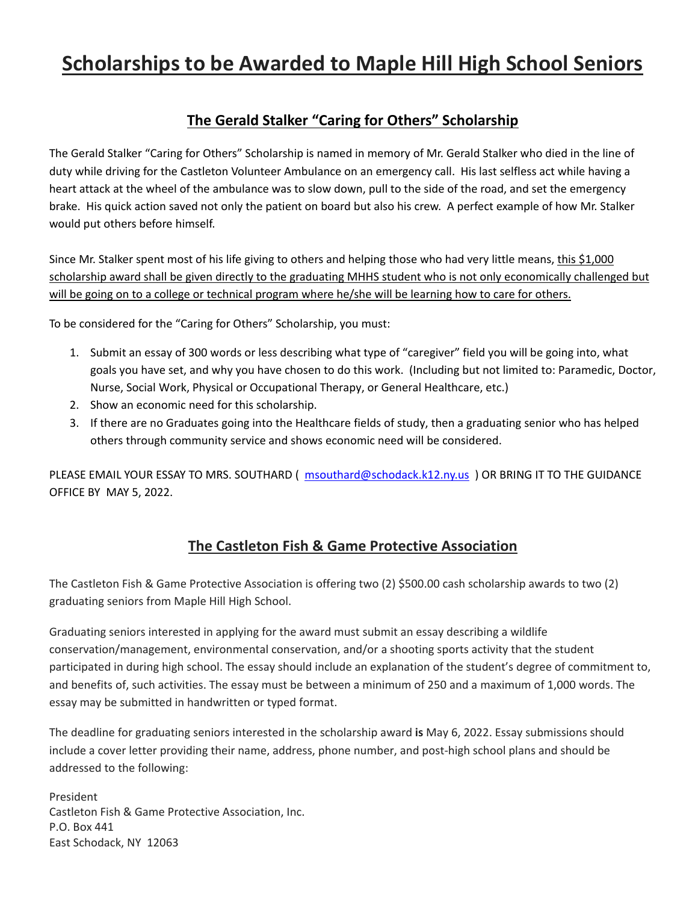# Scholarships to be Awarded to Maple Hill High School Seniors

## The Gerald Stalker "Caring for Others" Scholarship

The Gerald Stalker "Caring for Others" Scholarship is named in memory of Mr. Gerald Stalker who died in the line of duty while driving for the Castleton Volunteer Ambulance on an emergency call. His last selfless act while having a heart attack at the wheel of the ambulance was to slow down, pull to the side of the road, and set the emergency brake. His quick action saved not only the patient on board but also his crew. A perfect example of how Mr. Stalker would put others before himself.

Since Mr. Stalker spent most of his life giving to others and helping those who had very little means, this $1,000 scholarship award shall be given directly to the graduating MHHS student who is not only economically challenged but will be going on to a college or technical program where he/she will be learning how to care for others.

To be considered for the "Caring for Others" Scholarship, you must:

1. Submit an essay of 300 words or less describing what type of "caregiver" field you will be going into, what goals you have set, and why you have chosen to do this work. (Including but not limited to: Paramedic, Doctor, Nurse, Social Work, Physical or Occupational Therapy, or General Healthcare, etc.)
2. Show an economic need for this scholarship.
3. If there are no Graduates going into the Healthcare fields of study, then a graduating senior who has helped others through community service and shows economic need will be considered.

PLEASE EMAIL YOUR ESSAY TO MRS. SOUTHARD ( msouthard@schodack.k12.ny.us ) OR BRING IT TO THE GUIDANCE OFFICE BY MAY 5, 2022.

## The Castleton Fish & Game Protective Association

The Castleton Fish & Game Protective Association is offering two (2) $500.00 cash scholarship awards to two (2) graduating seniors from Maple Hill High School.

Graduating seniors interested in applying for the award must submit an essay describing a wildlife conservation/management, environmental conservation, and/or a shooting sports activity that the student participated in during high school. The essay should include an explanation of the student's degree of commitment to, and benefits of, such activities. The essay must be between a minimum of 250 and a maximum of 1,000 words. The essay may be submitted in handwritten or typed format.

The deadline for graduating seniors interested in the scholarship award **is** May 6, 2022. Essay submissions should include a cover letter providing their name, address, phone number, and post-high school plans and should be addressed to the following:

President
Castleton Fish & Game Protective Association, Inc.
P.O. Box 441
East Schodack, NY 12063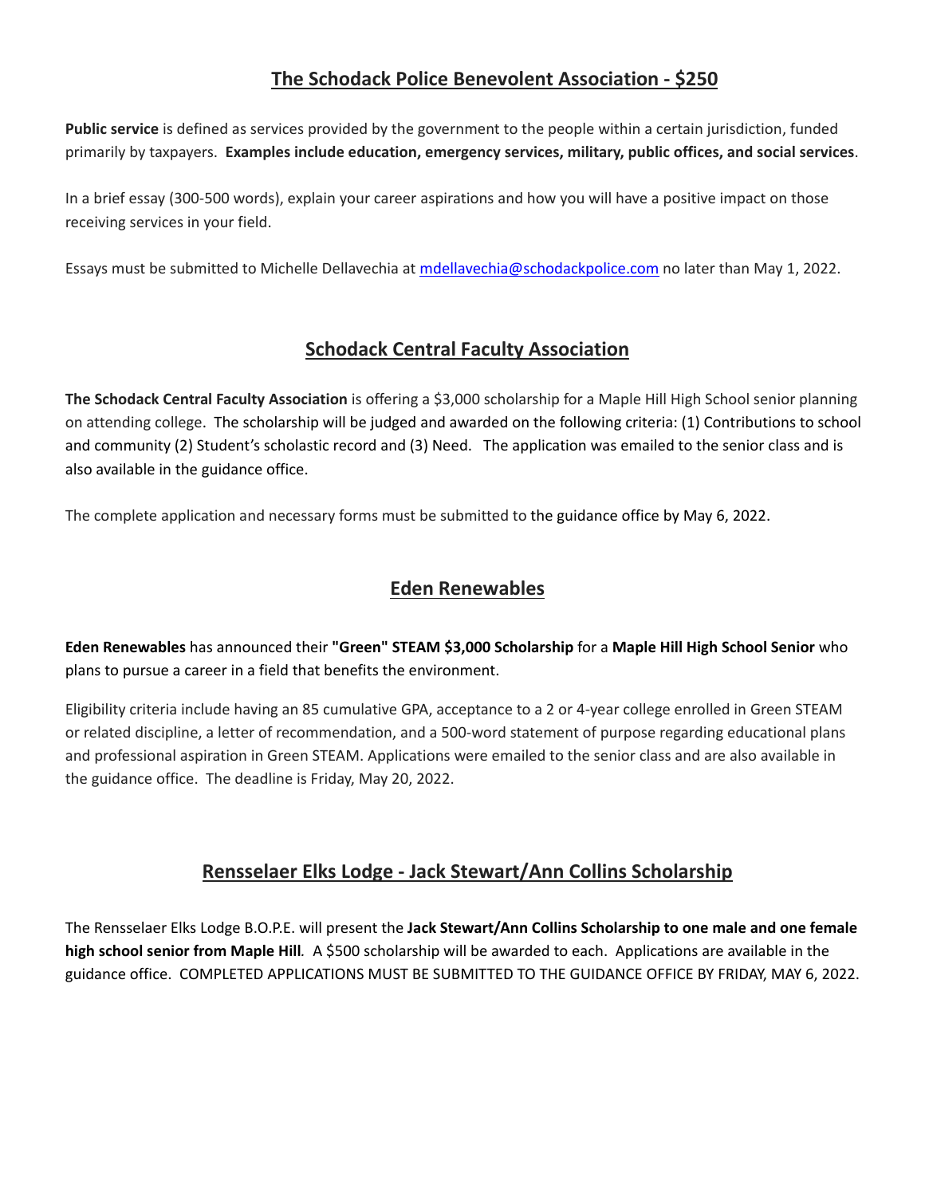## The Schodack Police Benevolent Association - $250

**Public service** is defined as services provided by the government to the people within a certain jurisdiction, funded primarily by taxpayers. **Examples include education, emergency services, military, public offices, and social services**.

In a brief essay (300-500 words), explain your career aspirations and how you will have a positive impact on those receiving services in your field.

Essays must be submitted to Michelle Dellavechia at mdellavechia@schodackpolice.com no later than May 1, 2022.

## Schodack Central Faculty Association

**The Schodack Central Faculty Association** is offering a $3,000 scholarship for a Maple Hill High School senior planning on attending college. The scholarship will be judged and awarded on the following criteria: (1) Contributions to school and community (2) Student's scholastic record and (3) Need. The application was emailed to the senior class and is also available in the guidance office.

The complete application and necessary forms must be submitted to the guidance office by May 6, 2022.

## Eden Renewables

**Eden Renewables** has announced their **"Green" STEAM $3,000 Scholarship** for a **Maple Hill High School Senior** who plans to pursue a career in a field that benefits the environment.

Eligibility criteria include having an 85 cumulative GPA, acceptance to a 2 or 4-year college enrolled in Green STEAM or related discipline, a letter of recommendation, and a 500-word statement of purpose regarding educational plans and professional aspiration in Green STEAM. Applications were emailed to the senior class and are also available in the guidance office. The deadline is Friday, May 20, 2022.

## Rensselaer Elks Lodge - Jack Stewart/Ann Collins Scholarship

The Rensselaer Elks Lodge B.O.P.E. will present the **Jack Stewart/Ann Collins Scholarship to one male and one female high school senior from Maple Hill**. A $500 scholarship will be awarded to each. Applications are available in the guidance office. COMPLETED APPLICATIONS MUST BE SUBMITTED TO THE GUIDANCE OFFICE BY FRIDAY, MAY 6, 2022.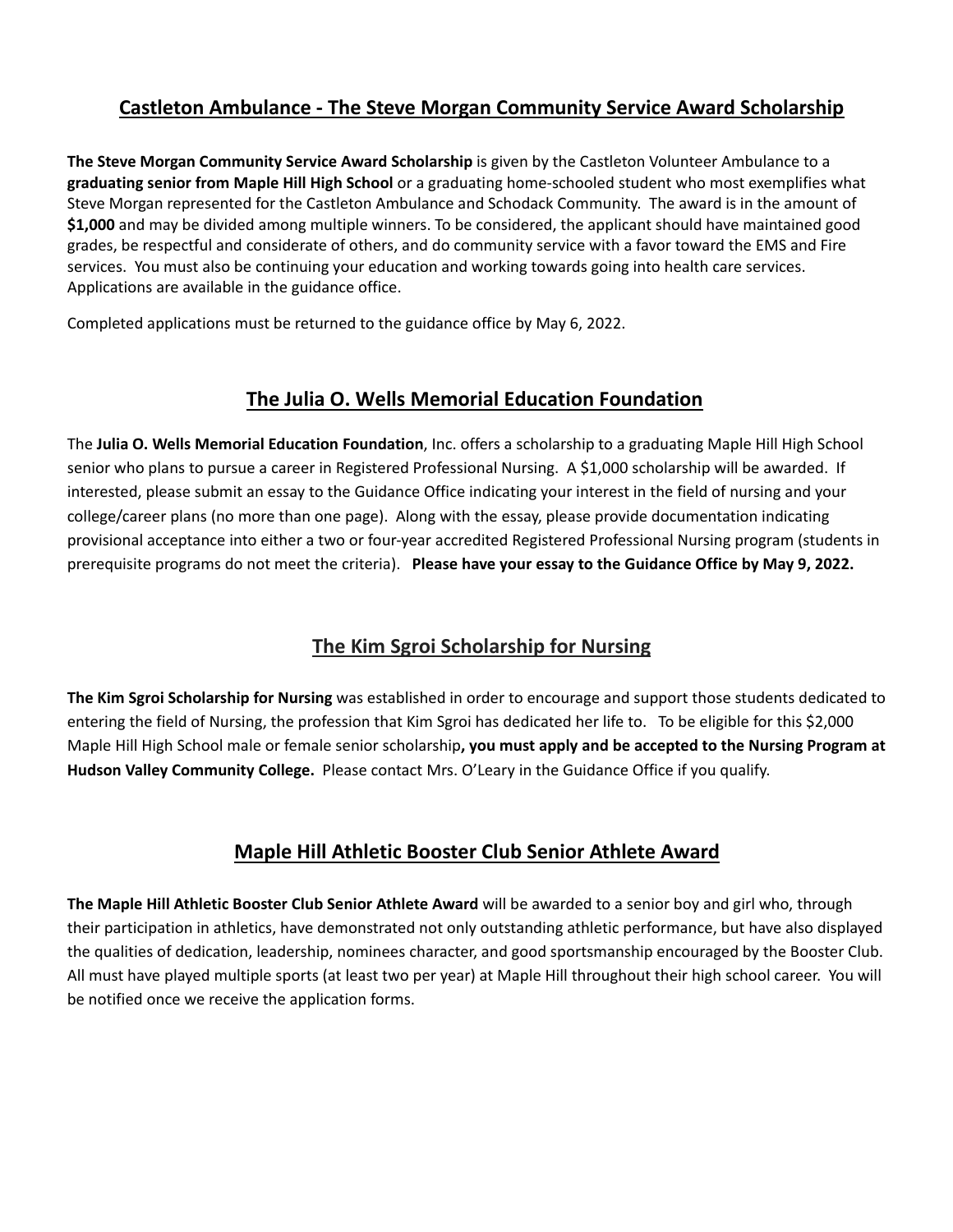## Castleton Ambulance - The Steve Morgan Community Service Award Scholarship

**The Steve Morgan Community Service Award Scholarship** is given by the Castleton Volunteer Ambulance to a **graduating senior from Maple Hill High School** or a graduating home-schooled student who most exemplifies what Steve Morgan represented for the Castleton Ambulance and Schodack Community. The award is in the amount of **$1,000** and may be divided among multiple winners. To be considered, the applicant should have maintained good grades, be respectful and considerate of others, and do community service with a favor toward the EMS and Fire services. You must also be continuing your education and working towards going into health care services. Applications are available in the guidance office.

Completed applications must be returned to the guidance office by May 6, 2022.

## The Julia O. Wells Memorial Education Foundation

The **Julia O. Wells Memorial Education Foundation**, Inc. offers a scholarship to a graduating Maple Hill High School senior who plans to pursue a career in Registered Professional Nursing. A $1,000 scholarship will be awarded. If interested, please submit an essay to the Guidance Office indicating your interest in the field of nursing and your college/career plans (no more than one page). Along with the essay, please provide documentation indicating provisional acceptance into either a two or four-year accredited Registered Professional Nursing program (students in prerequisite programs do not meet the criteria). **Please have your essay to the Guidance Office by May 9, 2022.**

## The Kim Sgroi Scholarship for Nursing

**The Kim Sgroi Scholarship for Nursing** was established in order to encourage and support those students dedicated to entering the field of Nursing, the profession that Kim Sgroi has dedicated her life to. To be eligible for this $2,000 Maple Hill High School male or female senior scholarship**, you must apply and be accepted to the Nursing Program at Hudson Valley Community College.** Please contact Mrs. O'Leary in the Guidance Office if you qualify.

## Maple Hill Athletic Booster Club Senior Athlete Award

**The Maple Hill Athletic Booster Club Senior Athlete Award** will be awarded to a senior boy and girl who, through their participation in athletics, have demonstrated not only outstanding athletic performance, but have also displayed the qualities of dedication, leadership, nominees character, and good sportsmanship encouraged by the Booster Club. All must have played multiple sports (at least two per year) at Maple Hill throughout their high school career. You will be notified once we receive the application forms.